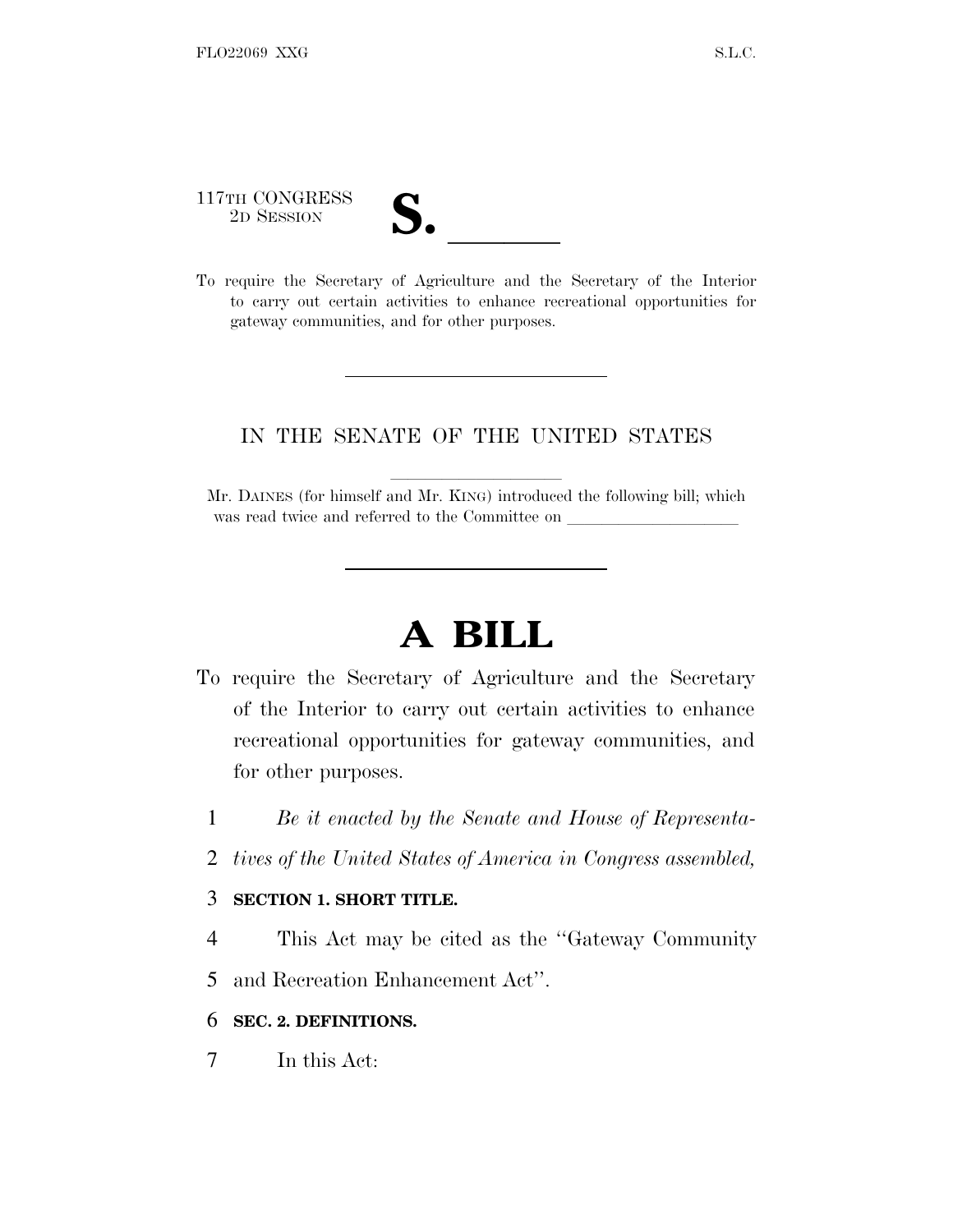117TH CONGRESS
2D SESSION

# S. ______

To require the Secretary of Agriculture and the Secretary of the Interior to carry out certain activities to enhance recreational opportunities for gateway communities, and for other purposes.

---

IN THE SENATE OF THE UNITED STATES

Mr. DAINES (for himself and Mr. KING) introduced the following bill; which was read twice and referred to the Committee on ____________________

---

# A BILL

To require the Secretary of Agriculture and the Secretary of the Interior to carry out certain activities to enhance recreational opportunities for gateway communities, and for other purposes.

1 *Be it enacted by the Senate and House of Representa-*
2 *tives of the United States of America in Congress assembled,*

3 **SECTION 1. SHORT TITLE.**

4 This Act may be cited as the "Gateway Community
5 and Recreation Enhancement Act".

6 **SEC. 2. DEFINITIONS.**

7 In this Act: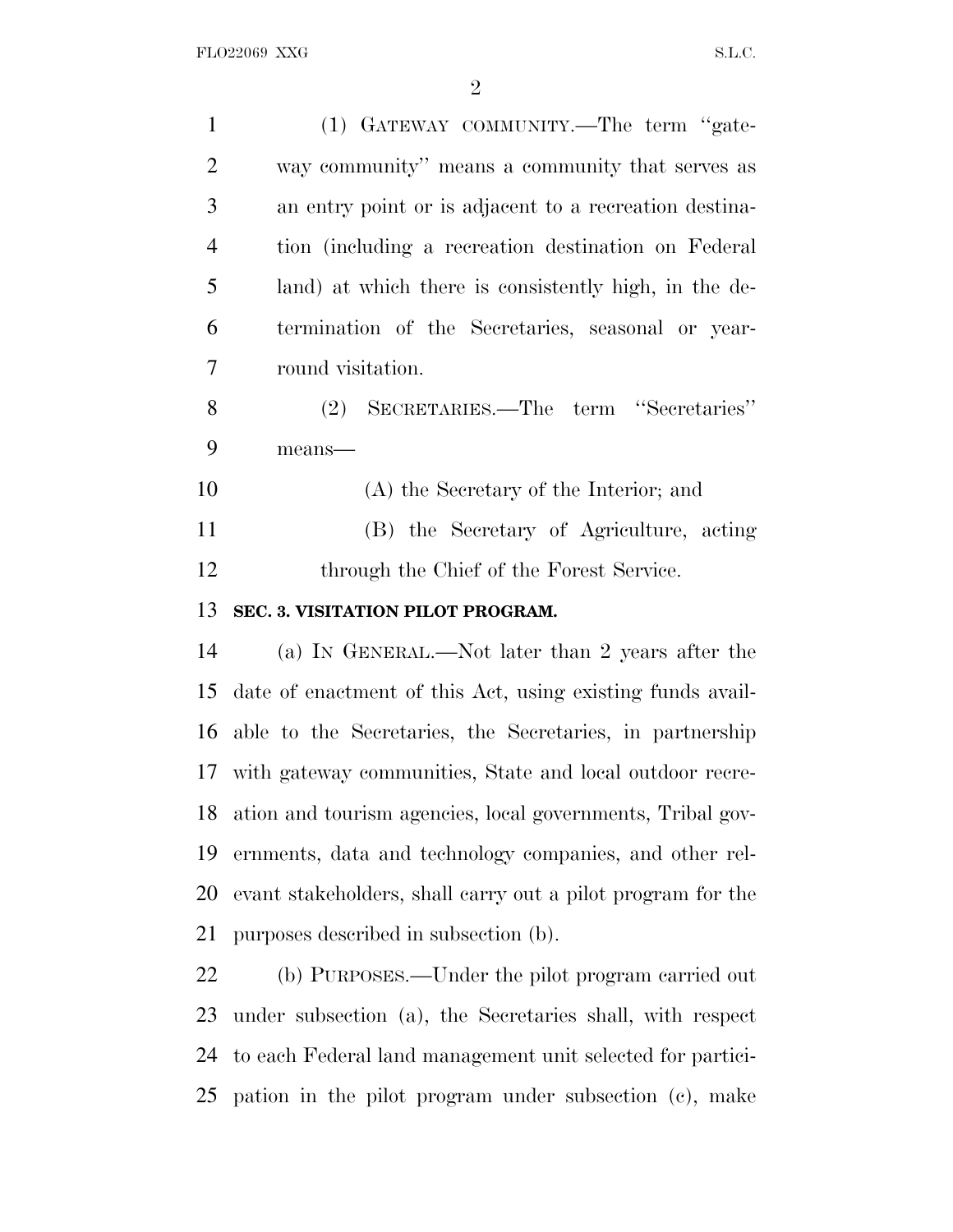(1) GATEWAY COMMUNITY.—The term "gateway community" means a community that serves as an entry point or is adjacent to a recreation destination (including a recreation destination on Federal land) at which there is consistently high, in the determination of the Secretaries, seasonal or year-round visitation.

(2) SECRETARIES.—The term "Secretaries" means—

(A) the Secretary of the Interior; and

(B) the Secretary of Agriculture, acting through the Chief of the Forest Service.

**SEC. 3. VISITATION PILOT PROGRAM.**

(a) IN GENERAL.—Not later than 2 years after the date of enactment of this Act, using existing funds available to the Secretaries, the Secretaries, in partnership with gateway communities, State and local outdoor recreation and tourism agencies, local governments, Tribal governments, data and technology companies, and other relevant stakeholders, shall carry out a pilot program for the purposes described in subsection (b).

(b) PURPOSES.—Under the pilot program carried out under subsection (a), the Secretaries shall, with respect to each Federal land management unit selected for participation in the pilot program under subsection (c), make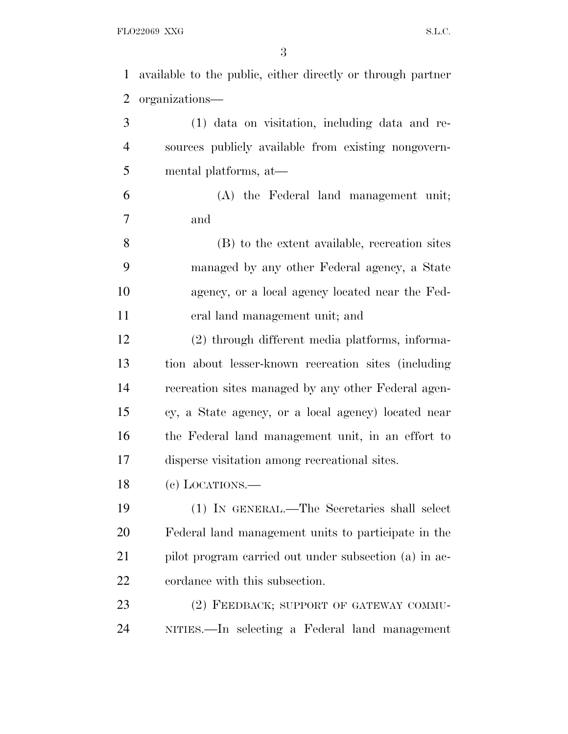available to the public, either directly or through partner organizations—

(1) data on visitation, including data and resources publicly available from existing nongovernmental platforms, at—

(A) the Federal land management unit; and

(B) to the extent available, recreation sites managed by any other Federal agency, a State agency, or a local agency located near the Federal land management unit; and

(2) through different media platforms, information about lesser-known recreation sites (including recreation sites managed by any other Federal agency, a State agency, or a local agency) located near the Federal land management unit, in an effort to disperse visitation among recreational sites.

(c) LOCATIONS.—

(1) IN GENERAL.—The Secretaries shall select Federal land management units to participate in the pilot program carried out under subsection (a) in accordance with this subsection.

(2) FEEDBACK; SUPPORT OF GATEWAY COMMUNITIES.—In selecting a Federal land management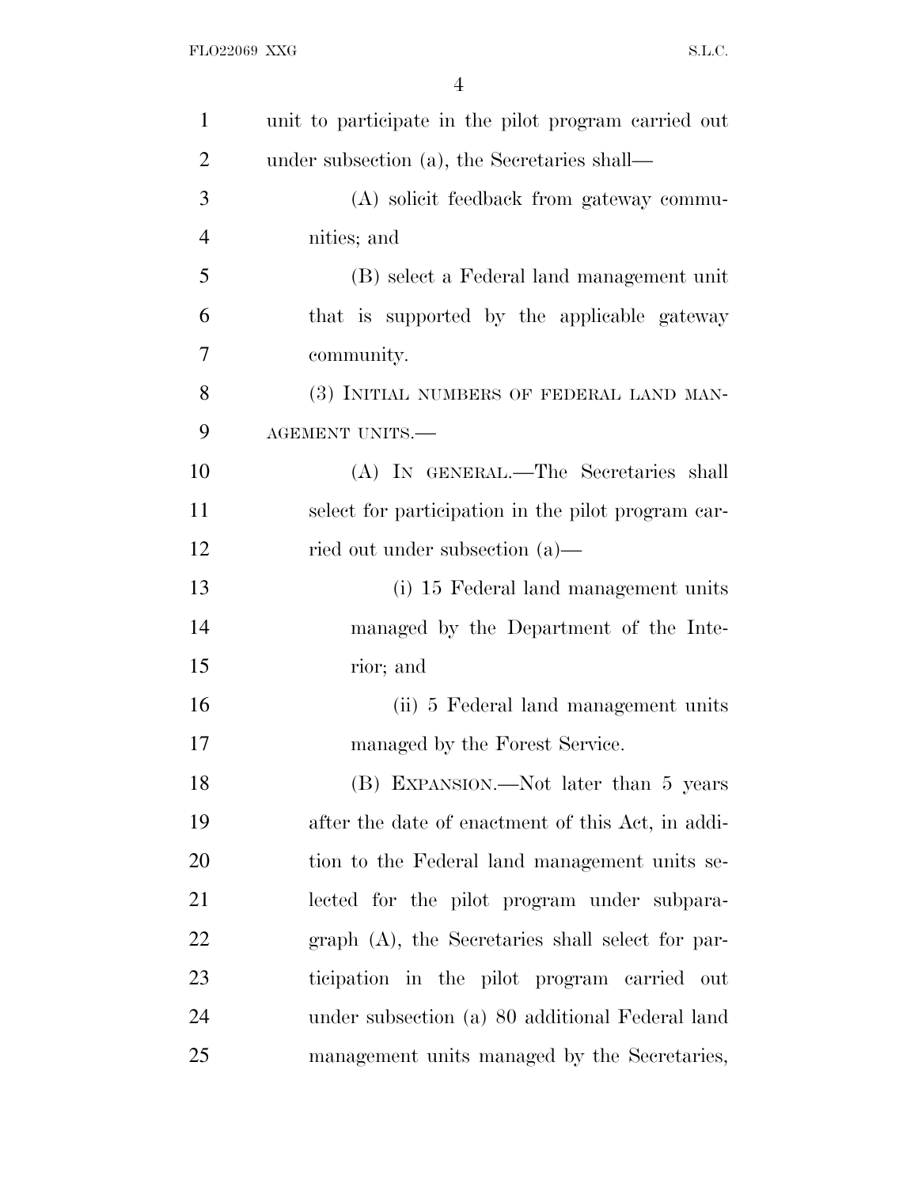unit to participate in the pilot program carried out under subsection (a), the Secretaries shall—

(A) solicit feedback from gateway communities; and

(B) select a Federal land management unit that is supported by the applicable gateway community.

(3) INITIAL NUMBERS OF FEDERAL LAND MANAGEMENT UNITS.—

(A) IN GENERAL.—The Secretaries shall select for participation in the pilot program carried out under subsection (a)—

(i) 15 Federal land management units managed by the Department of the Interior; and

(ii) 5 Federal land management units managed by the Forest Service.

(B) EXPANSION.—Not later than 5 years after the date of enactment of this Act, in addition to the Federal land management units selected for the pilot program under subparagraph (A), the Secretaries shall select for participation in the pilot program carried out under subsection (a) 80 additional Federal land management units managed by the Secretaries,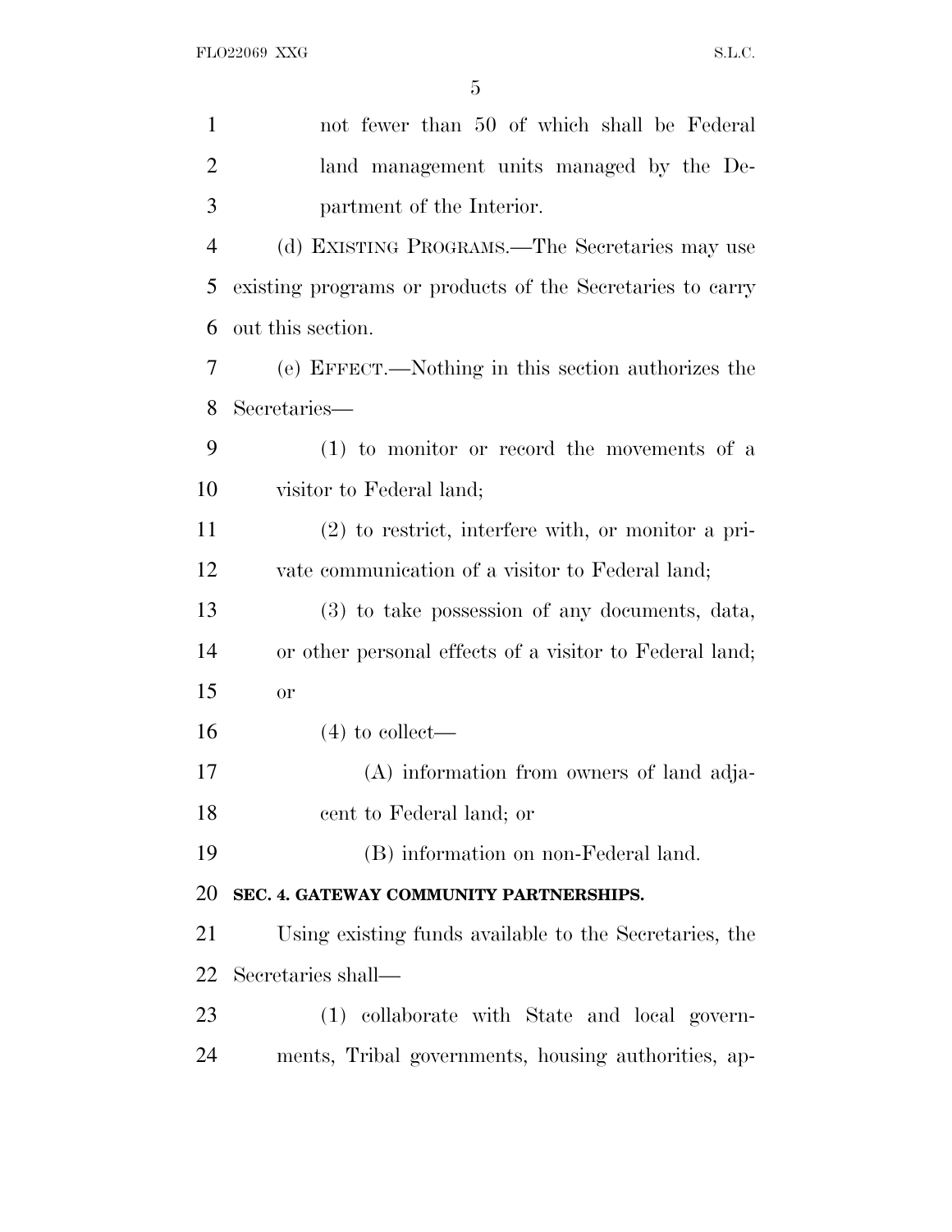not fewer than 50 of which shall be Federal land management units managed by the Department of the Interior.

(d) EXISTING PROGRAMS.—The Secretaries may use existing programs or products of the Secretaries to carry out this section.

(e) EFFECT.—Nothing in this section authorizes the Secretaries—

(1) to monitor or record the movements of a visitor to Federal land;

(2) to restrict, interfere with, or monitor a private communication of a visitor to Federal land;

(3) to take possession of any documents, data, or other personal effects of a visitor to Federal land; or

(4) to collect—

(A) information from owners of land adjacent to Federal land; or

(B) information on non-Federal land.

**SEC. 4. GATEWAY COMMUNITY PARTNERSHIPS.**

Using existing funds available to the Secretaries, the Secretaries shall—

(1) collaborate with State and local governments, Tribal governments, housing authorities, ap-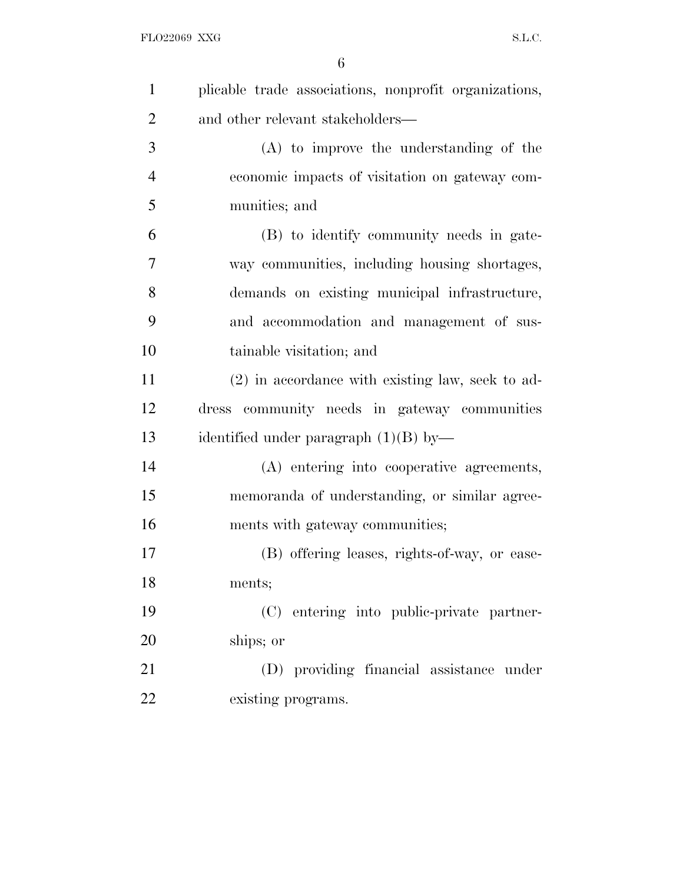plicable trade associations, nonprofit organizations, and other relevant stakeholders—

(A) to improve the understanding of the economic impacts of visitation on gateway communities; and

(B) to identify community needs in gateway communities, including housing shortages, demands on existing municipal infrastructure, and accommodation and management of sustainable visitation; and

(2) in accordance with existing law, seek to address community needs in gateway communities identified under paragraph (1)(B) by—

(A) entering into cooperative agreements, memoranda of understanding, or similar agreements with gateway communities;

(B) offering leases, rights-of-way, or easements;

(C) entering into public-private partnerships; or

(D) providing financial assistance under existing programs.